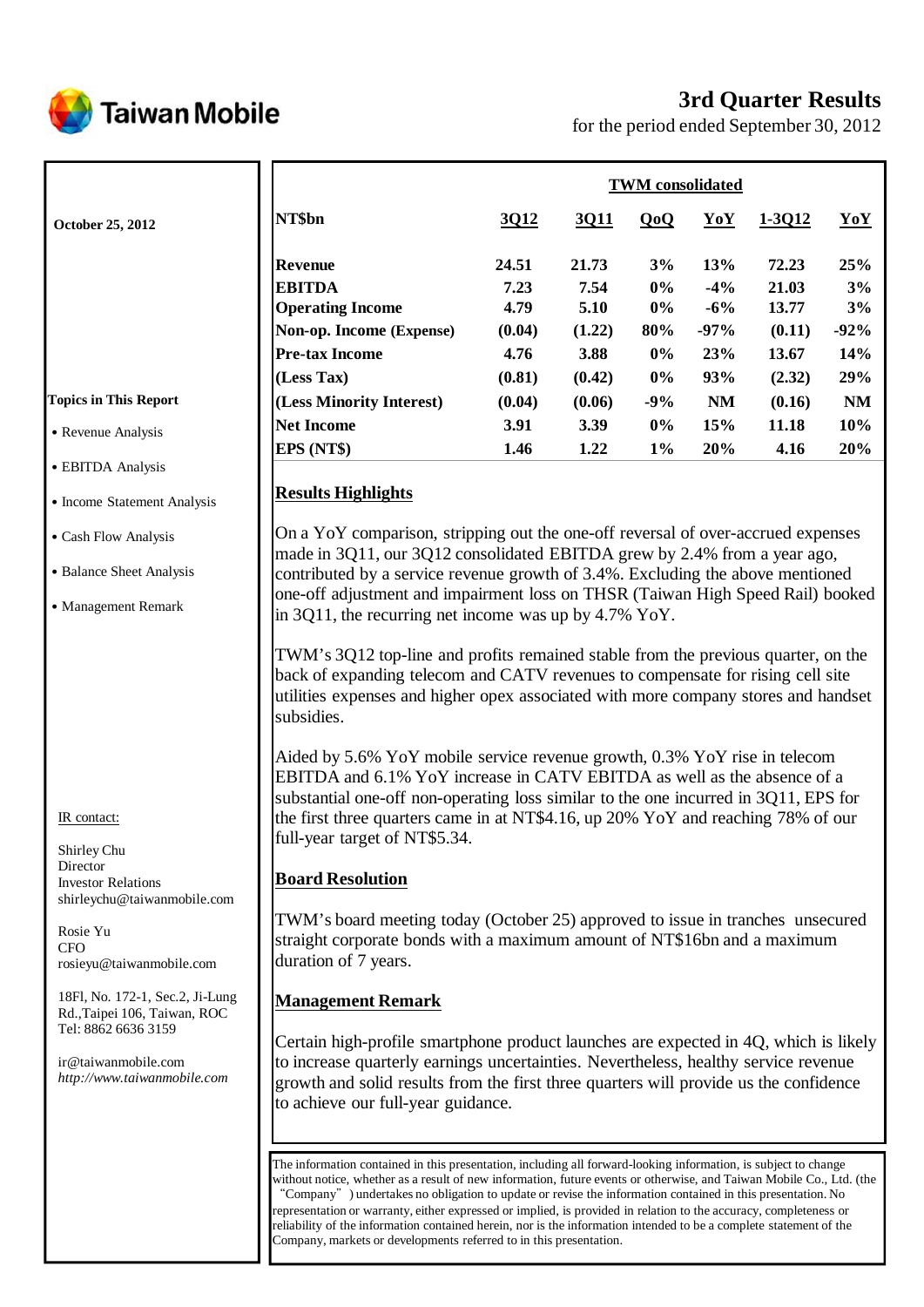# Taiwan Mobile

## 3rd Quarter Results

for the period ended September 30, 2012

**October 25, 2012**

**Topics in This Report**

- Revenue Analysis
- EBITDA Analysis
- Income Statement Analysis
- Cash Flow Analysis
- Balance Sheet Analysis
- Management Remark

IR contact:

Shirley Chu
Director
Investor Relations
shirleychu@taiwanmobile.com

Rosie Yu
CFO
rosieyu@taiwanmobile.com

18Fl, No. 172-1, Sec.2, Ji-Lung Rd.,Taipei 106, Taiwan, ROC
Tel: 8862 6636 3159

ir@taiwanmobile.com
*http://www.taiwanmobile.com*

| | TWM consolidated | | | | | |
|---|---|---|---|---|---|---|
| **NT$bn** | **3Q12** | **3Q11** | **QoQ** | **YoY** | **1-3Q12** | **YoY** |
| **Revenue** | 24.51 | 21.73 | 3% | 13% | 72.23 | 25% |
| **EBITDA** | 7.23 | 7.54 | 0% | -4% | 21.03 | 3% |
| **Operating Income** | 4.79 | 5.10 | 0% | -6% | 13.77 | 3% |
| **Non-op. Income (Expense)** | (0.04) | (1.22) | 80% | -97% | (0.11) | -92% |
| **Pre-tax Income** | 4.76 | 3.88 | 0% | 23% | 13.67 | 14% |
| **(Less Tax)** | (0.81) | (0.42) | 0% | 93% | (2.32) | 29% |
| **(Less Minority Interest)** | (0.04) | (0.06) | -9% | NM | (0.16) | NM |
| **Net Income** | 3.91 | 3.39 | 0% | 15% | 11.18 | 10% |
| **EPS (NT$)** | 1.46 | 1.22 | 1% | 20% | 4.16 | 20% |

### Results Highlights

On a YoY comparison, stripping out the one-off reversal of over-accrued expenses made in 3Q11, our 3Q12 consolidated EBITDA grew by 2.4% from a year ago, contributed by a service revenue growth of 3.4%. Excluding the above mentioned one-off adjustment and impairment loss on THSR (Taiwan High Speed Rail) booked in 3Q11, the recurring net income was up by 4.7% YoY.

TWM's 3Q12 top-line and profits remained stable from the previous quarter, on the back of expanding telecom and CATV revenues to compensate for rising cell site utilities expenses and higher opex associated with more company stores and handset subsidies.

Aided by 5.6% YoY mobile service revenue growth, 0.3% YoY rise in telecom EBITDA and 6.1% YoY increase in CATV EBITDA as well as the absence of a substantial one-off non-operating loss similar to the one incurred in 3Q11, EPS for the first three quarters came in at NT$4.16, up 20% YoY and reaching 78% of our full-year target of NT$5.34.

### Board Resolution

TWM's board meeting today (October 25) approved to issue in tranches unsecured straight corporate bonds with a maximum amount of NT$16bn and a maximum duration of 7 years.

### Management Remark

Certain high-profile smartphone product launches are expected in 4Q, which is likely to increase quarterly earnings uncertainties. Nevertheless, healthy service revenue growth and solid results from the first three quarters will provide us the confidence to achieve our full-year guidance.

The information contained in this presentation, including all forward-looking information, is subject to change without notice, whether as a result of new information, future events or otherwise, and Taiwan Mobile Co., Ltd. (the "Company") undertakes no obligation to update or revise the information contained in this presentation. No representation or warranty, either expressed or implied, is provided in relation to the accuracy, completeness or reliability of the information contained herein, nor is the information intended to be a complete statement of the Company, markets or developments referred to in this presentation.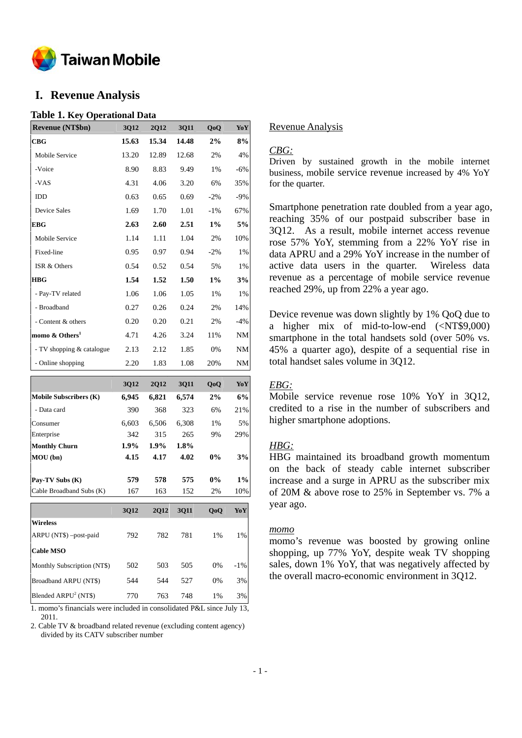# I. Revenue Analysis

## Table 1. Key Operational Data

| Revenue (NT$bn) | 3Q12 | 2Q12 | 3Q11 | QoQ | YoY |
|---|---|---|---|---|---|
| **CBG** | **15.63** | **15.34** | **14.48** | **2%** | **8%** |
| Mobile Service | 13.20 | 12.89 | 12.68 | 2% | 4% |
| -Voice | 8.90 | 8.83 | 9.49 | 1% | -6% |
| -VAS | 4.31 | 4.06 | 3.20 | 6% | 35% |
| IDD | 0.63 | 0.65 | 0.69 | -2% | -9% |
| Device Sales | 1.69 | 1.70 | 1.01 | -1% | 67% |
| **EBG** | **2.63** | **2.60** | **2.51** | **1%** | **5%** |
| Mobile Service | 1.14 | 1.11 | 1.04 | 2% | 10% |
| Fixed-line | 0.95 | 0.97 | 0.94 | -2% | 1% |
| ISR & Others | 0.54 | 0.52 | 0.54 | 5% | 1% |
| **HBG** | **1.54** | **1.52** | **1.50** | **1%** | **3%** |
| - Pay-TV related | 1.06 | 1.06 | 1.05 | 1% | 1% |
| - Broadband | 0.27 | 0.26 | 0.24 | 2% | 14% |
| - Content & others | 0.20 | 0.20 | 0.21 | 2% | -4% |
| **momo & Others[1]** | 4.71 | 4.26 | 3.24 | 11% | NM |
| - TV shopping & catalogue | 2.13 | 2.12 | 1.85 | 0% | NM |
| - Online shopping | 2.20 | 1.83 | 1.08 | 20% | NM |

| | 3Q12 | 2Q12 | 3Q11 | QoQ | YoY |
|---|---|---|---|---|---|
| **Mobile Subscribers (K)** | **6,945** | **6,821** | **6,574** | **2%** | **6%** |
| - Data card | 390 | 368 | 323 | 6% | 21% |
| Consumer | 6,603 | 6,506 | 6,308 | 1% | 5% |
| Enterprise | 342 | 315 | 265 | 9% | 29% |
| **Monthly Churn** | **1.9%** | **1.9%** | **1.8%** | | |
| **MOU (bn)** | **4.15** | **4.17** | **4.02** | **0%** | **3%** |
| **Pay-TV Subs (K)** | **579** | **578** | **575** | **0%** | **1%** |
| Cable Broadband Subs (K) | 167 | 163 | 152 | 2% | 10% |

| | 3Q12 | 2Q12 | 3Q11 | QoQ | YoY |
|---|---|---|---|---|---|
| **Wireless** | | | | | |
| ARPU (NT$) –post-paid | 792 | 782 | 781 | 1% | 1% |
| **Cable MSO** | | | | | |
| Monthly Subscription (NT$) | 502 | 503 | 505 | 0% | -1% |
| Broadband ARPU (NT$) | 544 | 544 | 527 | 0% | 3% |
| Blended ARPU[2] (NT$) | 770 | 763 | 748 | 1% | 3% |

1. momo's financials were included in consolidated P&L since July 13, 2011.
2. Cable TV & broadband related revenue (excluding content agency) divided by its CATV subscriber number

Revenue Analysis

*CBG:*
Driven by sustained growth in the mobile internet business, mobile service revenue increased by 4% YoY for the quarter.

Smartphone penetration rate doubled from a year ago, reaching 35% of our postpaid subscriber base in 3Q12. As a result, mobile internet access revenue rose 57% YoY, stemming from a 22% YoY rise in data APRU and a 29% YoY increase in the number of active data users in the quarter. Wireless data revenue as a percentage of mobile service revenue reached 29%, up from 22% a year ago.

Device revenue was down slightly by 1% QoQ due to a higher mix of mid-to-low-end (<NT$9,000) smartphone in the total handsets sold (over 50% vs. 45% a quarter ago), despite of a sequential rise in total handset sales volume in 3Q12.

*EBG:*
Mobile service revenue rose 10% YoY in 3Q12, credited to a rise in the number of subscribers and higher smartphone adoptions.

*HBG:*
HBG maintained its broadband growth momentum on the back of steady cable internet subscriber increase and a surge in APRU as the subscriber mix of 20M & above rose to 25% in September vs. 7% a year ago.

*momo*
momo's revenue was boosted by growing online shopping, up 77% YoY, despite weak TV shopping sales, down 1% YoY, that was negatively affected by the overall macro-economic environment in 3Q12.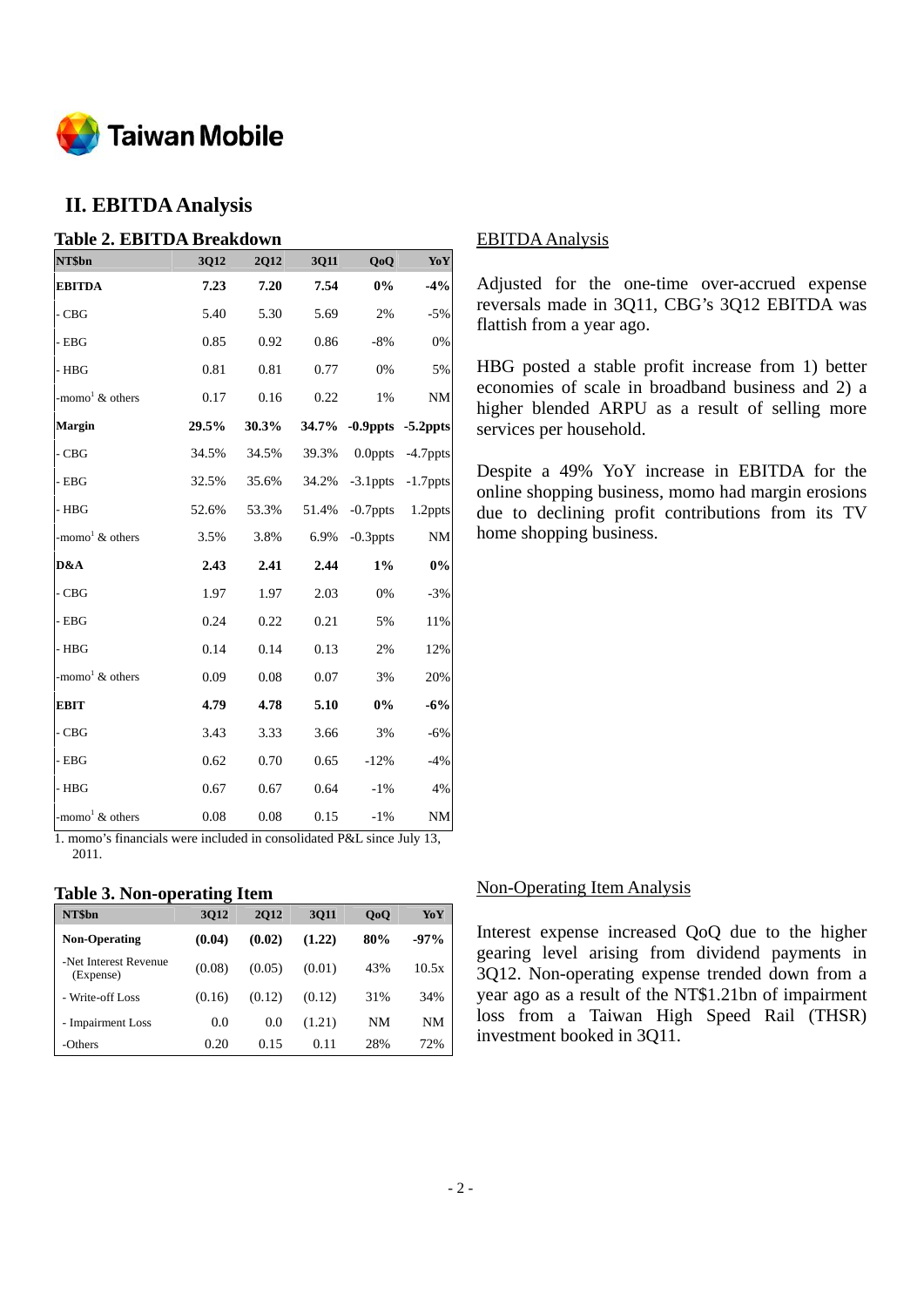## II. EBITDA Analysis

### Table 2. EBITDA Breakdown

| NT$bn | 3Q12 | 2Q12 | 3Q11 | QoQ | YoY |
|---|---|---|---|---|---|
| **EBITDA** | **7.23** | **7.20** | **7.54** | **0%** | **-4%** |
| - CBG | 5.40 | 5.30 | 5.69 | 2% | -5% |
| - EBG | 0.85 | 0.92 | 0.86 | -8% | 0% |
| - HBG | 0.81 | 0.81 | 0.77 | 0% | 5% |
| -momo[1] & others | 0.17 | 0.16 | 0.22 | 1% | NM |
| **Margin** | **29.5%** | **30.3%** | **34.7%** | **-0.9ppts** | **-5.2ppts** |
| - CBG | 34.5% | 34.5% | 39.3% | 0.0ppts | -4.7ppts |
| - EBG | 32.5% | 35.6% | 34.2% | -3.1ppts | -1.7ppts |
| - HBG | 52.6% | 53.3% | 51.4% | -0.7ppts | 1.2ppts |
| -momo[1] & others | 3.5% | 3.8% | 6.9% | -0.3ppts | NM |
| **D&A** | **2.43** | **2.41** | **2.44** | **1%** | **0%** |
| - CBG | 1.97 | 1.97 | 2.03 | 0% | -3% |
| - EBG | 0.24 | 0.22 | 0.21 | 5% | 11% |
| - HBG | 0.14 | 0.14 | 0.13 | 2% | 12% |
| -momo[1] & others | 0.09 | 0.08 | 0.07 | 3% | 20% |
| **EBIT** | **4.79** | **4.78** | **5.10** | **0%** | **-6%** |
| - CBG | 3.43 | 3.33 | 3.66 | 3% | -6% |
| - EBG | 0.62 | 0.70 | 0.65 | -12% | -4% |
| - HBG | 0.67 | 0.67 | 0.64 | -1% | 4% |
| -momo[1] & others | 0.08 | 0.08 | 0.15 | -1% | NM |

1. momo's financials were included in consolidated P&L since July 13, 2011.

### EBITDA Analysis

Adjusted for the one-time over-accrued expense reversals made in 3Q11, CBG's 3Q12 EBITDA was flattish from a year ago.

HBG posted a stable profit increase from 1) better economies of scale in broadband business and 2) a higher blended ARPU as a result of selling more services per household.

Despite a 49% YoY increase in EBITDA for the online shopping business, momo had margin erosions due to declining profit contributions from its TV home shopping business.

### Table 3. Non-operating Item

| NT$bn | 3Q12 | 2Q12 | 3Q11 | QoQ | YoY |
|---|---|---|---|---|---|
| **Non-Operating** | **(0.04)** | **(0.02)** | **(1.22)** | **80%** | **-97%** |
| -Net Interest Revenue (Expense) | (0.08) | (0.05) | (0.01) | 43% | 10.5x |
| - Write-off Loss | (0.16) | (0.12) | (0.12) | 31% | 34% |
| - Impairment Loss | 0.0 | 0.0 | (1.21) | NM | NM |
| -Others | 0.20 | 0.15 | 0.11 | 28% | 72% |

### Non-Operating Item Analysis

Interest expense increased QoQ due to the higher gearing level arising from dividend payments in 3Q12. Non-operating expense trended down from a year ago as a result of the NT$1.21bn of impairment loss from a Taiwan High Speed Rail (THSR) investment booked in 3Q11.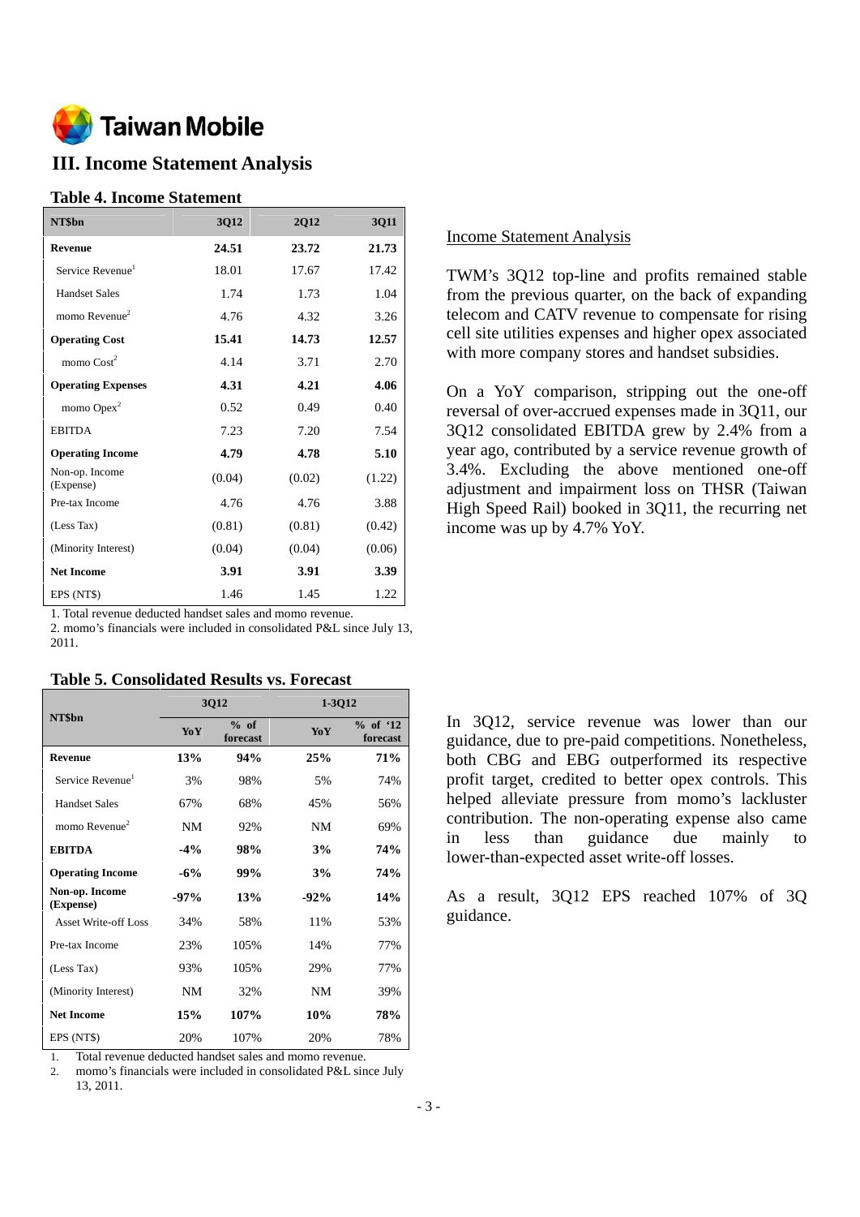# III. Income Statement Analysis

### Table 4. Income Statement

| NT$bn | 3Q12 | 2Q12 | 3Q11 |
|---|---|---|---|
| **Revenue** | **24.51** | **23.72** | **21.73** |
| Service Revenue[1] | 18.01 | 17.67 | 17.42 |
| Handset Sales | 1.74 | 1.73 | 1.04 |
| momo Revenue[2] | 4.76 | 4.32 | 3.26 |
| **Operating Cost** | **15.41** | **14.73** | **12.57** |
| momo Cost[2] | 4.14 | 3.71 | 2.70 |
| **Operating Expenses** | **4.31** | **4.21** | **4.06** |
| momo Opex[2] | 0.52 | 0.49 | 0.40 |
| EBITDA | 7.23 | 7.20 | 7.54 |
| **Operating Income** | **4.79** | **4.78** | **5.10** |
| Non-op. Income (Expense) | (0.04) | (0.02) | (1.22) |
| Pre-tax Income | 4.76 | 4.76 | 3.88 |
| (Less Tax) | (0.81) | (0.81) | (0.42) |
| (Minority Interest) | (0.04) | (0.04) | (0.06) |
| **Net Income** | **3.91** | **3.91** | **3.39** |
| EPS (NT$) | 1.46 | 1.45 | 1.22 |

1. Total revenue deducted handset sales and momo revenue.
2. momo's financials were included in consolidated P&L since July 13, 2011.

Income Statement Analysis

TWM's 3Q12 top-line and profits remained stable from the previous quarter, on the back of expanding telecom and CATV revenue to compensate for rising cell site utilities expenses and higher opex associated with more company stores and handset subsidies.

On a YoY comparison, stripping out the one-off reversal of over-accrued expenses made in 3Q11, our 3Q12 consolidated EBITDA grew by 2.4% from a year ago, contributed by a service revenue growth of 3.4%. Excluding the above mentioned one-off adjustment and impairment loss on THSR (Taiwan High Speed Rail) booked in 3Q11, the recurring net income was up by 4.7% YoY.

### Table 5. Consolidated Results vs. Forecast

| NT$bn | 3Q12 | | 1-3Q12 | |
|---|---|---|---|---|
| | YoY | % of forecast | YoY | % of '12 forecast |
| **Revenue** | **13%** | **94%** | **25%** | **71%** |
| Service Revenue[1] | 3% | 98% | 5% | 74% |
| Handset Sales | 67% | 68% | 45% | 56% |
| momo Revenue[2] | NM | 92% | NM | 69% |
| **EBITDA** | **-4%** | **98%** | **3%** | **74%** |
| **Operating Income** | **-6%** | **99%** | **3%** | **74%** |
| **Non-op. Income (Expense)** | **-97%** | **13%** | **-92%** | **14%** |
| Asset Write-off Loss | 34% | 58% | 11% | 53% |
| Pre-tax Income | 23% | 105% | 14% | 77% |
| (Less Tax) | 93% | 105% | 29% | 77% |
| (Minority Interest) | NM | 32% | NM | 39% |
| **Net Income** | **15%** | **107%** | **10%** | **78%** |
| EPS (NT$) | 20% | 107% | 20% | 78% |

1. Total revenue deducted handset sales and momo revenue.
2. momo's financials were included in consolidated P&L since July 13, 2011.

In 3Q12, service revenue was lower than our guidance, due to pre-paid competitions. Nonetheless, both CBG and EBG outperformed its respective profit target, credited to better opex controls. This helped alleviate pressure from momo's lackluster contribution. The non-operating expense also came in less than guidance due mainly to lower-than-expected asset write-off losses.

As a result, 3Q12 EPS reached 107% of 3Q guidance.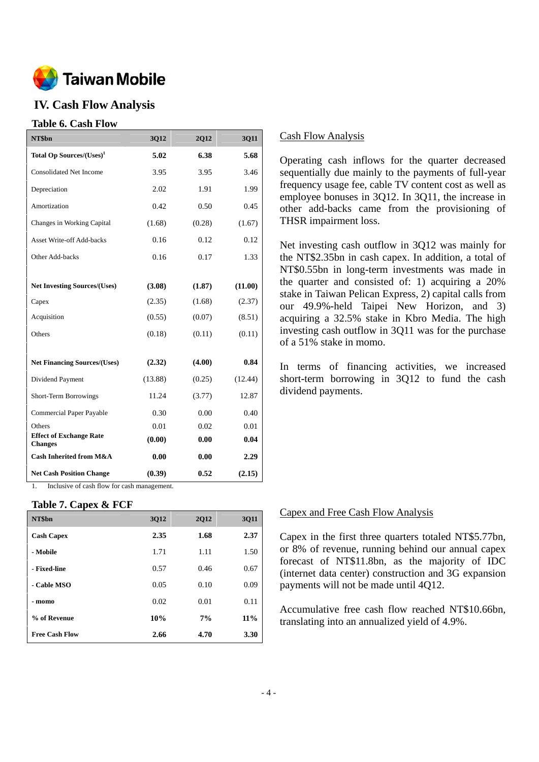# Taiwan Mobile

## IV. Cash Flow Analysis

### Table 6. Cash Flow

| NT$bn | 3Q12 | 2Q12 | 3Q11 |
|---|---|---|---|
| **Total Op Sources/(Uses)[1]** | **5.02** | **6.38** | **5.68** |
| Consolidated Net Income | 3.95 | 3.95 | 3.46 |
| Depreciation | 2.02 | 1.91 | 1.99 |
| Amortization | 0.42 | 0.50 | 0.45 |
| Changes in Working Capital | (1.68) | (0.28) | (1.67) |
| Asset Write-off Add-backs | 0.16 | 0.12 | 0.12 |
| Other Add-backs | 0.16 | 0.17 | 1.33 |
| | | | |
| **Net Investing Sources/(Uses)** | **(3.08)** | **(1.87)** | **(11.00)** |
| Capex | (2.35) | (1.68) | (2.37) |
| Acquisition | (0.55) | (0.07) | (8.51) |
| Others | (0.18) | (0.11) | (0.11) |
| | | | |
| **Net Financing Sources/(Uses)** | **(2.32)** | **(4.00)** | **0.84** |
| Dividend Payment | (13.88) | (0.25) | (12.44) |
| Short-Term Borrowings | 11.24 | (3.77) | 12.87 |
| Commercial Paper Payable | 0.30 | 0.00 | 0.40 |
| Others | 0.01 | 0.02 | 0.01 |
| **Effect of Exchange Rate Changes** | **(0.00)** | **0.00** | **0.04** |
| **Cash Inherited from M&A** | **0.00** | **0.00** | **2.29** |
| **Net Cash Position Change** | **(0.39)** | **0.52** | **(2.15)** |

1. Inclusive of cash flow for cash management.

Cash Flow Analysis

Operating cash inflows for the quarter decreased sequentially due mainly to the payments of full-year frequency usage fee, cable TV content cost as well as employee bonuses in 3Q12. In 3Q11, the increase in other add-backs came from the provisioning of THSR impairment loss.

Net investing cash outflow in 3Q12 was mainly for the NT$2.35bn in cash capex. In addition, a total of NT$0.55bn in long-term investments was made in the quarter and consisted of: 1) acquiring a 20% stake in Taiwan Pelican Express, 2) capital calls from our 49.9%-held Taipei New Horizon, and 3) acquiring a 32.5% stake in Kbro Media. The high investing cash outflow in 3Q11 was for the purchase of a 51% stake in momo.

In terms of financing activities, we increased short-term borrowing in 3Q12 to fund the cash dividend payments.

### Table 7. Capex & FCF

| NT$bn | 3Q12 | 2Q12 | 3Q11 |
|---|---|---|---|
| **Cash Capex** | **2.35** | **1.68** | **2.37** |
| **- Mobile** | 1.71 | 1.11 | 1.50 |
| **- Fixed-line** | 0.57 | 0.46 | 0.67 |
| **- Cable MSO** | 0.05 | 0.10 | 0.09 |
| **- momo** | 0.02 | 0.01 | 0.11 |
| **% of Revenue** | **10%** | **7%** | **11%** |
| **Free Cash Flow** | **2.66** | **4.70** | **3.30** |

Capex and Free Cash Flow Analysis

Capex in the first three quarters totaled NT$5.77bn, or 8% of revenue, running behind our annual capex forecast of NT$11.8bn, as the majority of IDC (internet data center) construction and 3G expansion payments will not be made until 4Q12.

Accumulative free cash flow reached NT$10.66bn, translating into an annualized yield of 4.9%.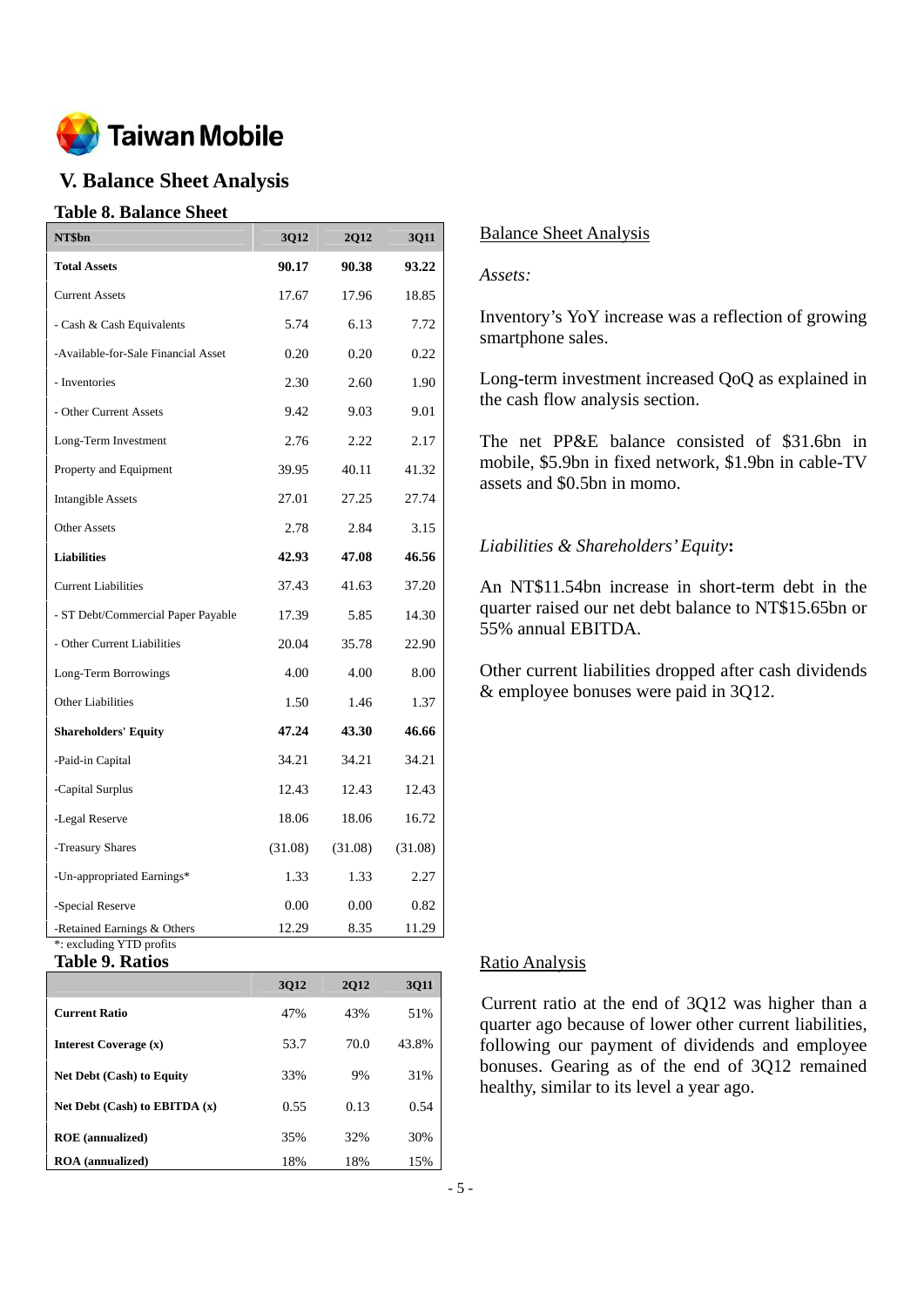# V. Balance Sheet Analysis

## Table 8. Balance Sheet

| NT$bn | 3Q12 | 2Q12 | 3Q11 |
|---|---|---|---|
| **Total Assets** | **90.17** | **90.38** | **93.22** |
| Current Assets | 17.67 | 17.96 | 18.85 |
| - Cash & Cash Equivalents | 5.74 | 6.13 | 7.72 |
| -Available-for-Sale Financial Asset | 0.20 | 0.20 | 0.22 |
| - Inventories | 2.30 | 2.60 | 1.90 |
| - Other Current Assets | 9.42 | 9.03 | 9.01 |
| Long-Term Investment | 2.76 | 2.22 | 2.17 |
| Property and Equipment | 39.95 | 40.11 | 41.32 |
| Intangible Assets | 27.01 | 27.25 | 27.74 |
| Other Assets | 2.78 | 2.84 | 3.15 |
| **Liabilities** | **42.93** | **47.08** | **46.56** |
| Current Liabilities | 37.43 | 41.63 | 37.20 |
| - ST Debt/Commercial Paper Payable | 17.39 | 5.85 | 14.30 |
| - Other Current Liabilities | 20.04 | 35.78 | 22.90 |
| Long-Term Borrowings | 4.00 | 4.00 | 8.00 |
| Other Liabilities | 1.50 | 1.46 | 1.37 |
| **Shareholders' Equity** | **47.24** | **43.30** | **46.66** |
| -Paid-in Capital | 34.21 | 34.21 | 34.21 |
| -Capital Surplus | 12.43 | 12.43 | 12.43 |
| -Legal Reserve | 18.06 | 18.06 | 16.72 |
| -Treasury Shares | (31.08) | (31.08) | (31.08) |
| -Un-appropriated Earnings* | 1.33 | 1.33 | 2.27 |
| -Special Reserve | 0.00 | 0.00 | 0.82 |
| -Retained Earnings & Others | 12.29 | 8.35 | 11.29 |

*: excluding YTD profits

## Table 9. Ratios

| | 3Q12 | 2Q12 | 3Q11 |
|---|---|---|---|
| **Current Ratio** | 47% | 43% | 51% |
| **Interest Coverage (x)** | 53.7 | 70.0 | 43.8% |
| **Net Debt (Cash) to Equity** | 33% | 9% | 31% |
| **Net Debt (Cash) to EBITDA (x)** | 0.55 | 0.13 | 0.54 |
| **ROE (annualized)** | 35% | 32% | 30% |
| **ROA (annualized)** | 18% | 18% | 15% |

Balance Sheet Analysis

*Assets:*

Inventory's YoY increase was a reflection of growing smartphone sales.

Long-term investment increased QoQ as explained in the cash flow analysis section.

The net PP&E balance consisted of $31.6bn in mobile, $5.9bn in fixed network, $1.9bn in cable-TV assets and $0.5bn in momo.

*Liabilities & Shareholders' Equity***:**

An NT$11.54bn increase in short-term debt in the quarter raised our net debt balance to NT$15.65bn or 55% annual EBITDA.

Other current liabilities dropped after cash dividends & employee bonuses were paid in 3Q12.

Ratio Analysis

Current ratio at the end of 3Q12 was higher than a quarter ago because of lower other current liabilities, following our payment of dividends and employee bonuses. Gearing as of the end of 3Q12 remained healthy, similar to its level a year ago.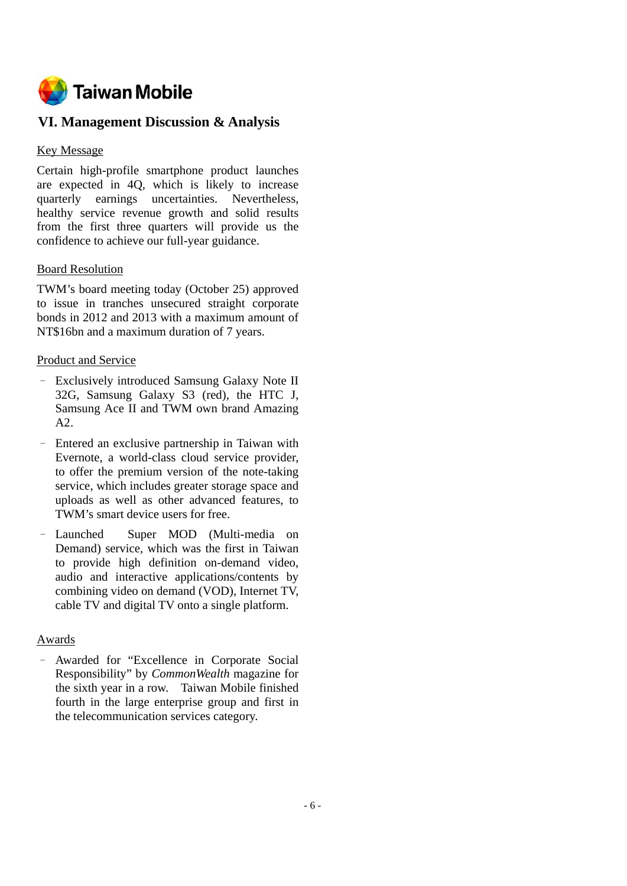Taiwan Mobile

## VI. Management Discussion & Analysis

Key Message

Certain high-profile smartphone product launches are expected in 4Q, which is likely to increase quarterly earnings uncertainties. Nevertheless, healthy service revenue growth and solid results from the first three quarters will provide us the confidence to achieve our full-year guidance.

Board Resolution

TWM's board meeting today (October 25) approved to issue in tranches unsecured straight corporate bonds in 2012 and 2013 with a maximum amount of NT$16bn and a maximum duration of 7 years.

Product and Service

- Exclusively introduced Samsung Galaxy Note II 32G, Samsung Galaxy S3 (red), the HTC J, Samsung Ace II and TWM own brand Amazing A2.
- Entered an exclusive partnership in Taiwan with Evernote, a world-class cloud service provider, to offer the premium version of the note-taking service, which includes greater storage space and uploads as well as other advanced features, to TWM's smart device users for free.
- Launched Super MOD (Multi-media on Demand) service, which was the first in Taiwan to provide high definition on-demand video, audio and interactive applications/contents by combining video on demand (VOD), Internet TV, cable TV and digital TV onto a single platform.

Awards

- Awarded for "Excellence in Corporate Social Responsibility" by *CommonWealth* magazine for the sixth year in a row. Taiwan Mobile finished fourth in the large enterprise group and first in the telecommunication services category.